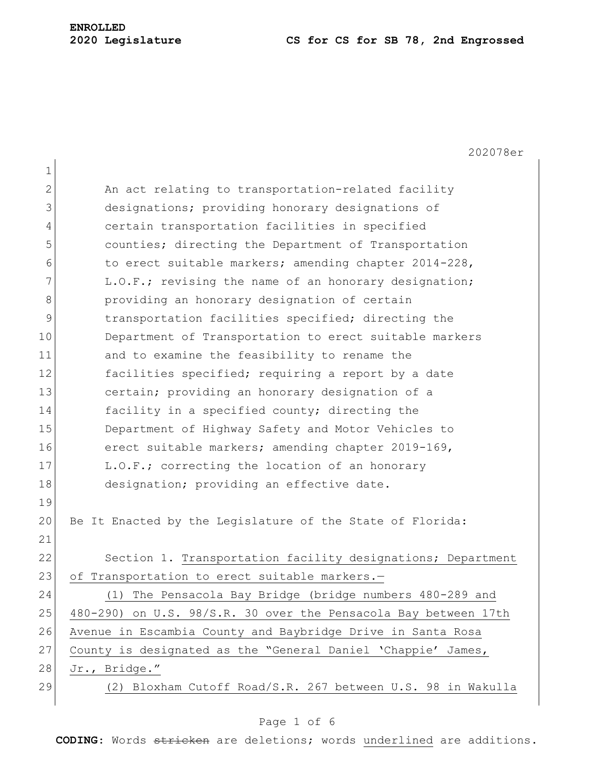**ENROLLED**
**2020 Legislature** **CS for CS for SB 78, 2nd Engrossed**

202078er

An act relating to transportation-related facility designations; providing honorary designations of certain transportation facilities in specified counties; directing the Department of Transportation to erect suitable markers; amending chapter 2014-228, L.O.F.; revising the name of an honorary designation; providing an honorary designation of certain transportation facilities specified; directing the Department of Transportation to erect suitable markers and to examine the feasibility to rename the facilities specified; requiring a report by a date certain; providing an honorary designation of a facility in a specified county; directing the Department of Highway Safety and Motor Vehicles to erect suitable markers; amending chapter 2019-169, L.O.F.; correcting the location of an honorary designation; providing an effective date.

Be It Enacted by the Legislature of the State of Florida:

Section 1. <u>Transportation facility designations; Department of Transportation to erect suitable markers.—</u>

<u>(1) The Pensacola Bay Bridge (bridge numbers 480-289 and 480-290) on U.S. 98/S.R. 30 over the Pensacola Bay between 17th Avenue in Escambia County and Baybridge Drive in Santa Rosa County is designated as the "General Daniel 'Chappie' James, Jr., Bridge."</u>

<u>(2) Bloxham Cutoff Road/S.R. 267 between U.S. 98 in Wakulla</u>

**CODING:** Words ~~stricken~~ are deletions; words <u>underlined</u> are additions.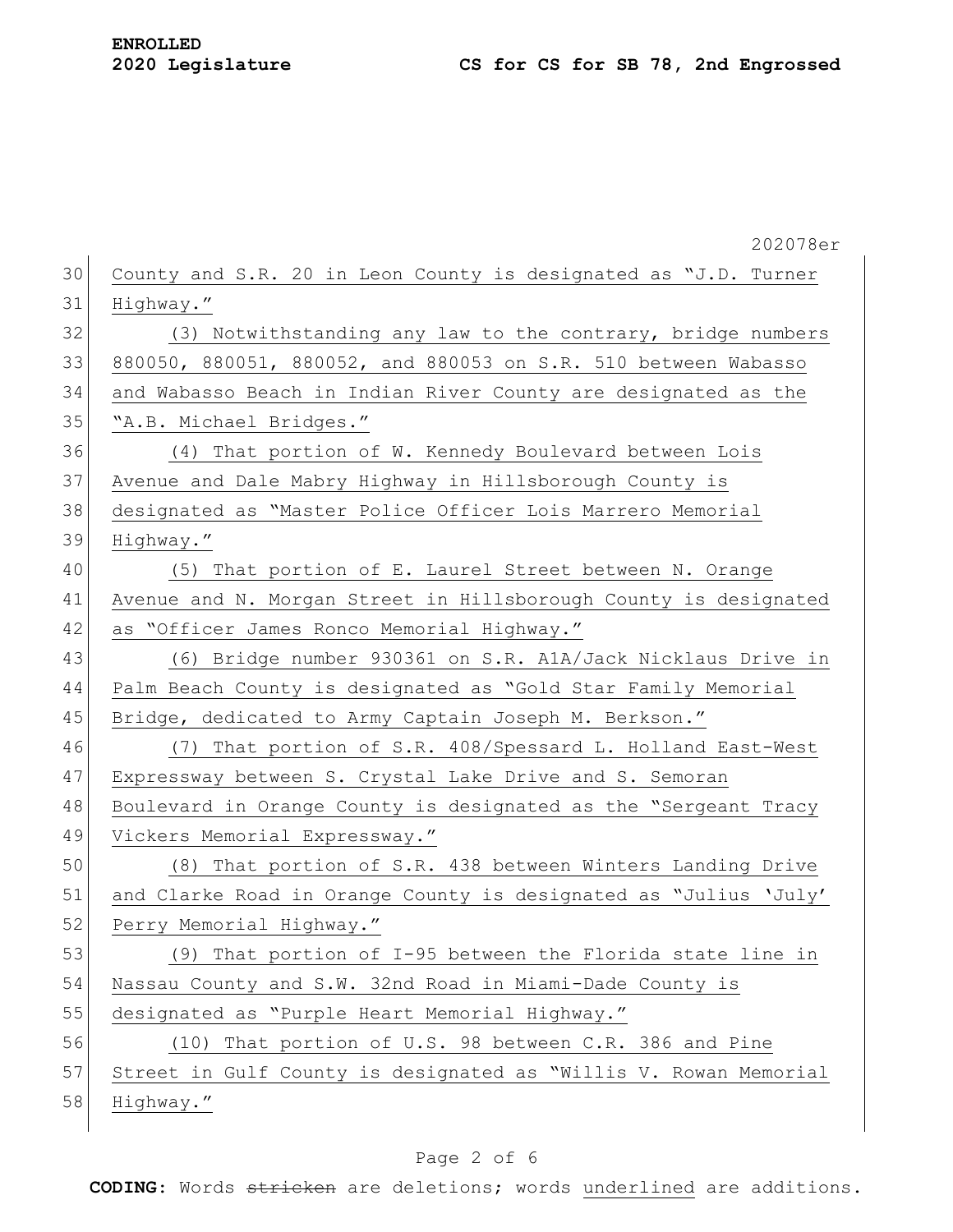County and S.R. 20 in Leon County is designated as "J.D. Turner Highway."

(3) Notwithstanding any law to the contrary, bridge numbers 880050, 880051, 880052, and 880053 on S.R. 510 between Wabasso and Wabasso Beach in Indian River County are designated as the "A.B. Michael Bridges."

(4) That portion of W. Kennedy Boulevard between Lois Avenue and Dale Mabry Highway in Hillsborough County is designated as "Master Police Officer Lois Marrero Memorial Highway."

(5) That portion of E. Laurel Street between N. Orange Avenue and N. Morgan Street in Hillsborough County is designated as "Officer James Ronco Memorial Highway."

(6) Bridge number 930361 on S.R. A1A/Jack Nicklaus Drive in Palm Beach County is designated as "Gold Star Family Memorial Bridge, dedicated to Army Captain Joseph M. Berkson."

(7) That portion of S.R. 408/Spessard L. Holland East-West Expressway between S. Crystal Lake Drive and S. Semoran Boulevard in Orange County is designated as the "Sergeant Tracy Vickers Memorial Expressway."

(8) That portion of S.R. 438 between Winters Landing Drive and Clarke Road in Orange County is designated as "Julius 'July' Perry Memorial Highway."

(9) That portion of I-95 between the Florida state line in Nassau County and S.W. 32nd Road in Miami-Dade County is designated as "Purple Heart Memorial Highway."

(10) That portion of U.S. 98 between C.R. 386 and Pine Street in Gulf County is designated as "Willis V. Rowan Memorial Highway."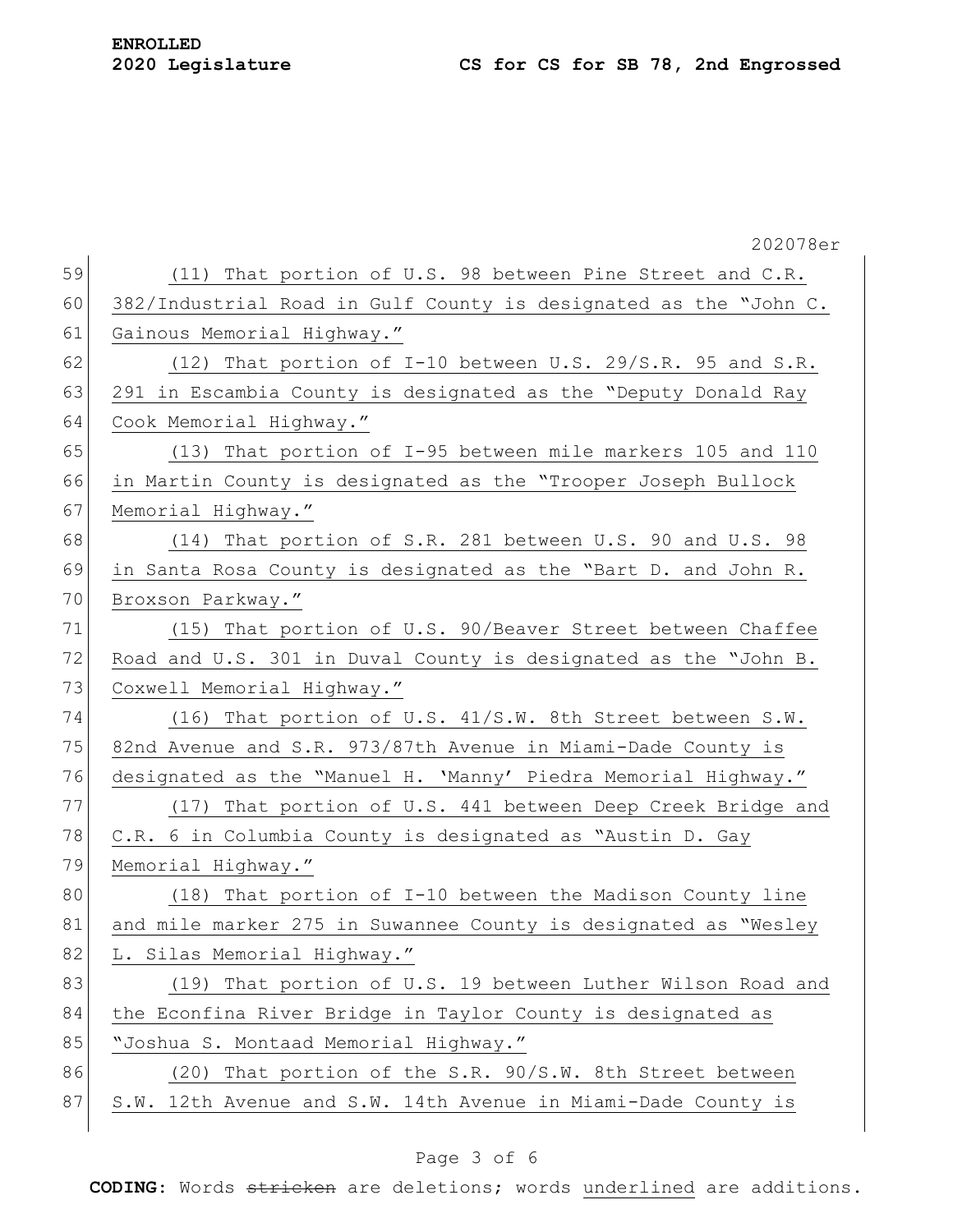(11) That portion of U.S. 98 between Pine Street and C.R. 382/Industrial Road in Gulf County is designated as the "John C. Gainous Memorial Highway."

(12) That portion of I-10 between U.S. 29/S.R. 95 and S.R. 291 in Escambia County is designated as the "Deputy Donald Ray Cook Memorial Highway."

(13) That portion of I-95 between mile markers 105 and 110 in Martin County is designated as the "Trooper Joseph Bullock Memorial Highway."

(14) That portion of S.R. 281 between U.S. 90 and U.S. 98 in Santa Rosa County is designated as the "Bart D. and John R. Broxson Parkway."

(15) That portion of U.S. 90/Beaver Street between Chaffee Road and U.S. 301 in Duval County is designated as the "John B. Coxwell Memorial Highway."

(16) That portion of U.S. 41/S.W. 8th Street between S.W. 82nd Avenue and S.R. 973/87th Avenue in Miami-Dade County is designated as the "Manuel H. 'Manny' Piedra Memorial Highway."

(17) That portion of U.S. 441 between Deep Creek Bridge and C.R. 6 in Columbia County is designated as "Austin D. Gay Memorial Highway."

(18) That portion of I-10 between the Madison County line and mile marker 275 in Suwannee County is designated as "Wesley L. Silas Memorial Highway."

(19) That portion of U.S. 19 between Luther Wilson Road and the Econfina River Bridge in Taylor County is designated as "Joshua S. Montaad Memorial Highway."

(20) That portion of the S.R. 90/S.W. 8th Street between S.W. 12th Avenue and S.W. 14th Avenue in Miami-Dade County is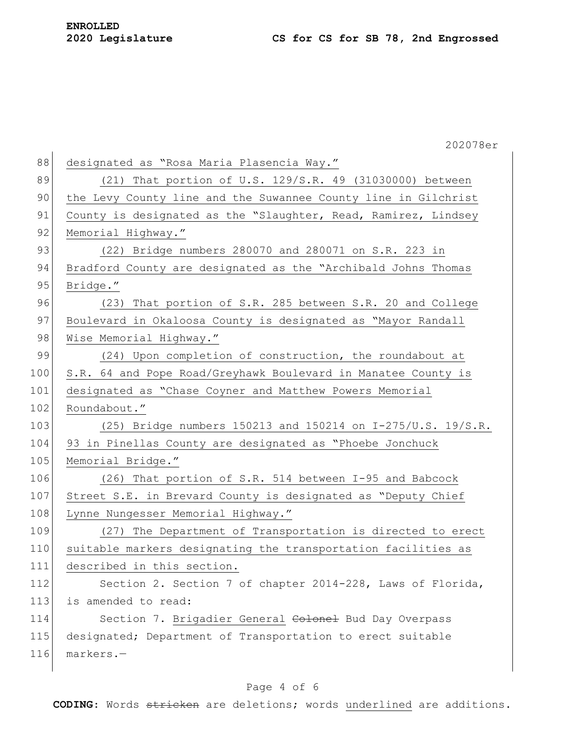designated as "Rosa Maria Plasencia Way."

(21) That portion of U.S. 129/S.R. 49 (31030000) between the Levy County line and the Suwannee County line in Gilchrist County is designated as the "Slaughter, Read, Ramirez, Lindsey Memorial Highway."

(22) Bridge numbers 280070 and 280071 on S.R. 223 in Bradford County are designated as the "Archibald Johns Thomas Bridge."

(23) That portion of S.R. 285 between S.R. 20 and College Boulevard in Okaloosa County is designated as "Mayor Randall Wise Memorial Highway."

(24) Upon completion of construction, the roundabout at S.R. 64 and Pope Road/Greyhawk Boulevard in Manatee County is designated as "Chase Coyner and Matthew Powers Memorial Roundabout."

(25) Bridge numbers 150213 and 150214 on I-275/U.S. 19/S.R. 93 in Pinellas County are designated as "Phoebe Jonchuck Memorial Bridge."

(26) That portion of S.R. 514 between I-95 and Babcock Street S.E. in Brevard County is designated as "Deputy Chief Lynne Nungesser Memorial Highway."

(27) The Department of Transportation is directed to erect suitable markers designating the transportation facilities as described in this section.

Section 2. Section 7 of chapter 2014-228, Laws of Florida, is amended to read:

Section 7. Brigadier General ~~Colonel~~ Bud Day Overpass designated; Department of Transportation to erect suitable markers.—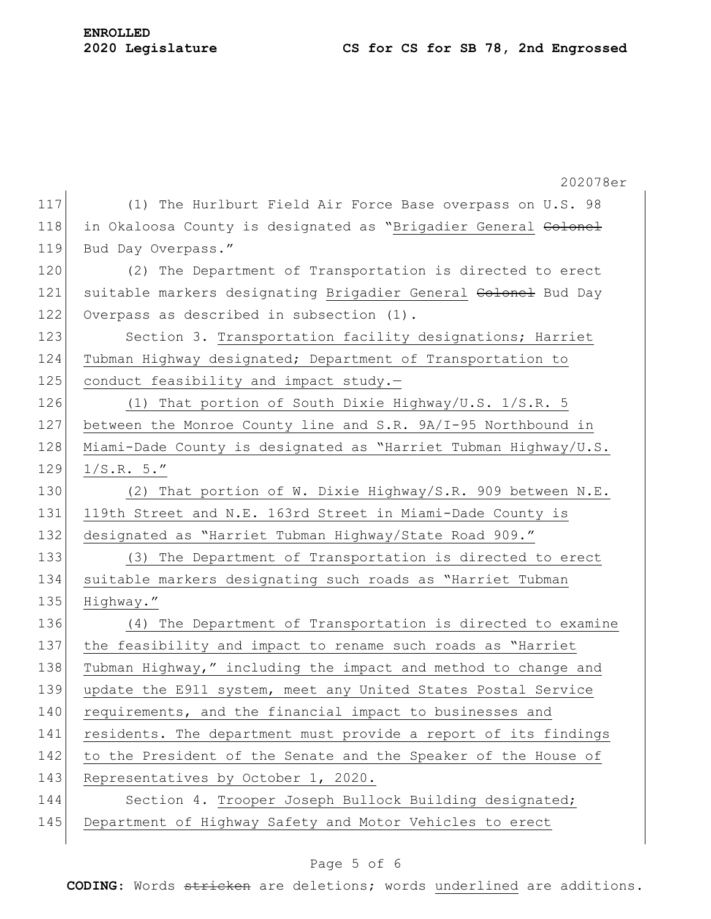(1) The Hurlburt Field Air Force Base overpass on U.S. 98 in Okaloosa County is designated as "Brigadier General ~~Colonel~~ Bud Day Overpass."

(2) The Department of Transportation is directed to erect suitable markers designating Brigadier General ~~Colonel~~ Bud Day Overpass as described in subsection (1).

Section 3. Transportation facility designations; Harriet Tubman Highway designated; Department of Transportation to conduct feasibility and impact study.—

(1) That portion of South Dixie Highway/U.S. 1/S.R. 5 between the Monroe County line and S.R. 9A/I-95 Northbound in Miami-Dade County is designated as "Harriet Tubman Highway/U.S. 1/S.R. 5."

(2) That portion of W. Dixie Highway/S.R. 909 between N.E. 119th Street and N.E. 163rd Street in Miami-Dade County is designated as "Harriet Tubman Highway/State Road 909."

(3) The Department of Transportation is directed to erect suitable markers designating such roads as "Harriet Tubman Highway."

(4) The Department of Transportation is directed to examine the feasibility and impact to rename such roads as "Harriet Tubman Highway," including the impact and method to change and update the E911 system, meet any United States Postal Service requirements, and the financial impact to businesses and residents. The department must provide a report of its findings to the President of the Senate and the Speaker of the House of Representatives by October 1, 2020.

Section 4. Trooper Joseph Bullock Building designated; Department of Highway Safety and Motor Vehicles to erect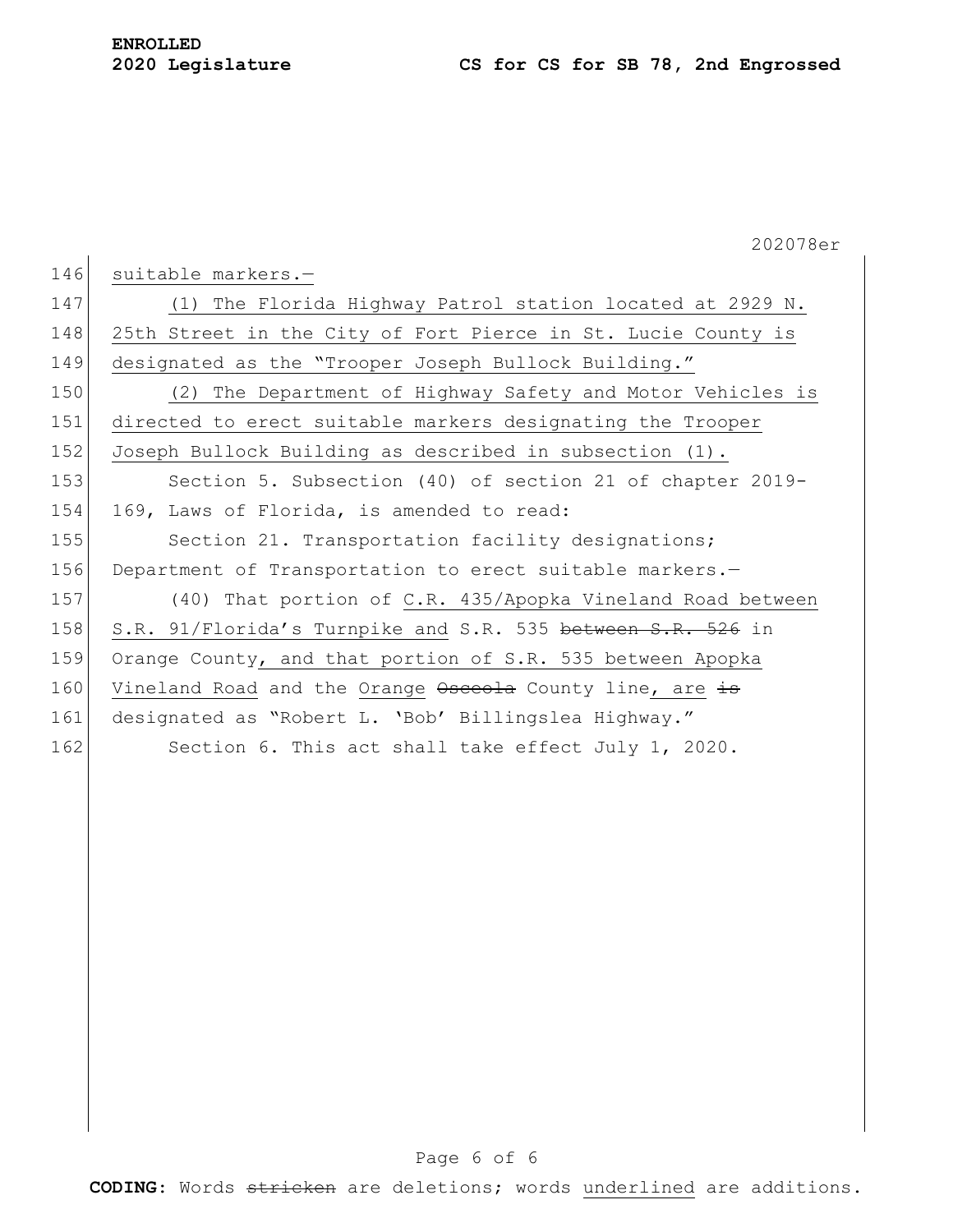suitable markers.—

(1) The Florida Highway Patrol station located at 2929 N. 25th Street in the City of Fort Pierce in St. Lucie County is designated as the "Trooper Joseph Bullock Building."

(2) The Department of Highway Safety and Motor Vehicles is directed to erect suitable markers designating the Trooper Joseph Bullock Building as described in subsection (1).

Section 5. Subsection (40) of section 21 of chapter 2019-169, Laws of Florida, is amended to read:

Section 21. Transportation facility designations; Department of Transportation to erect suitable markers.—

(40) That portion of C.R. 435/Apopka Vineland Road between S.R. 91/Florida's Turnpike and S.R. 535 ~~between S.R. 526~~ in Orange County, and that portion of S.R. 535 between Apopka Vineland Road and the Orange ~~Osceola~~ County line, are ~~is~~ designated as "Robert L. 'Bob' Billingslea Highway."

Section 6. This act shall take effect July 1, 2020.